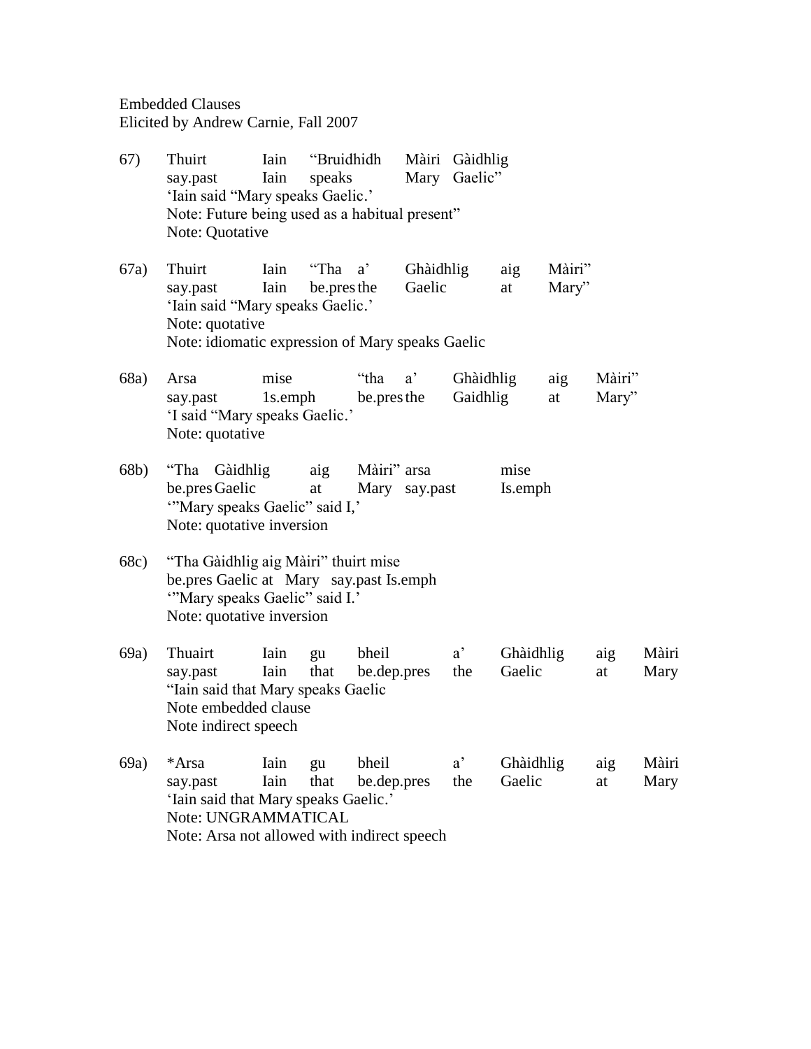Embedded Clauses
Elicited by Andrew Carnie, Fall 2007

67) Thuirt Iain "Bruidhidh Màiri Gàidhlig
say.past Iain speaks Mary Gaelic"
'Iain said "Mary speaks Gaelic.'
Note: Future being used as a habitual present"
Note: Quotative

67a) Thuirt Iain "Tha a' Ghàidhlig aig Màiri"
say.past Iain be.pres the Gaelic at Mary"
'Iain said "Mary speaks Gaelic.'
Note: quotative
Note: idiomatic expression of Mary speaks Gaelic

68a) Arsa mise "tha a' Ghàidhlig aig Màiri"
say.past 1s.emph be.pres the Gaidhlig at Mary"
'I said "Mary speaks Gaelic.'
Note: quotative

68b) "Tha Gàidhlig aig Màiri" arsa mise
be.pres Gaelic at Mary say.past Is.emph
'"Mary speaks Gaelic" said I,'
Note: quotative inversion

68c) "Tha Gàidhlig aig Màiri" thuirt mise
be.pres Gaelic at Mary say.past Is.emph
'"Mary speaks Gaelic" said I.'
Note: quotative inversion

69a) Thuairt Iain gu bheil a' Ghàidhlig aig Màiri
say.past Iain that be.dep.pres the Gaelic at Mary
"Iain said that Mary speaks Gaelic
Note embedded clause
Note indirect speech

69a) *Arsa Iain gu bheil a' Ghàidhlig aig Màiri
say.past Iain that be.dep.pres the Gaelic at Mary
'Iain said that Mary speaks Gaelic.'
Note: UNGRAMMATICAL
Note: Arsa not allowed with indirect speech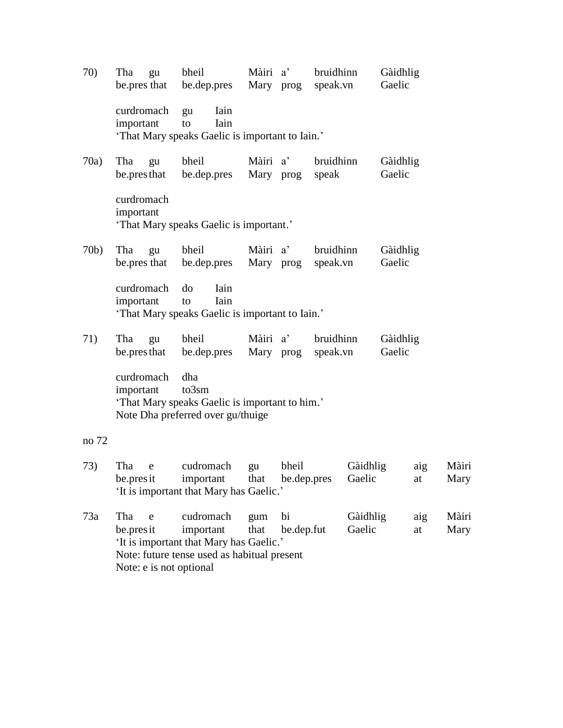70) Tha gu bheil Màiri a' bruidhinn Gàidhlig
be.pres that be.dep.pres Mary prog speak.vn Gaelic

curdromach gu Iain
important to Iain
'That Mary speaks Gaelic is important to Iain.'

70a) Tha gu bheil Màiri a' bruidhinn Gàidhlig
be.pres that be.dep.pres Mary prog speak Gaelic

curdromach
important
'That Mary speaks Gaelic is important.'

70b) Tha gu bheil Màiri a' bruidhinn Gàidhlig
be.pres that be.dep.pres Mary prog speak.vn Gaelic

curdromach do Iain
important to Iain
'That Mary speaks Gaelic is important to Iain.'

71) Tha gu bheil Màiri a' bruidhinn Gàidhlig
be.pres that be.dep.pres Mary prog speak.vn Gaelic

curdromach dha
important to3sm
'That Mary speaks Gaelic is important to him.'
Note Dha preferred over gu/thuige

no 72

73) Tha e cudromach gu bheil Gàidhlig aig Màiri
be.pres it important that be.dep.pres Gaelic at Mary
'It is important that Mary has Gaelic.'

73a Tha e cudromach gum bi Gàidhlig aig Màiri
be.pres it important that be.dep.fut Gaelic at Mary
'It is important that Mary has Gaelic.'
Note: future tense used as habitual present
Note: e is not optional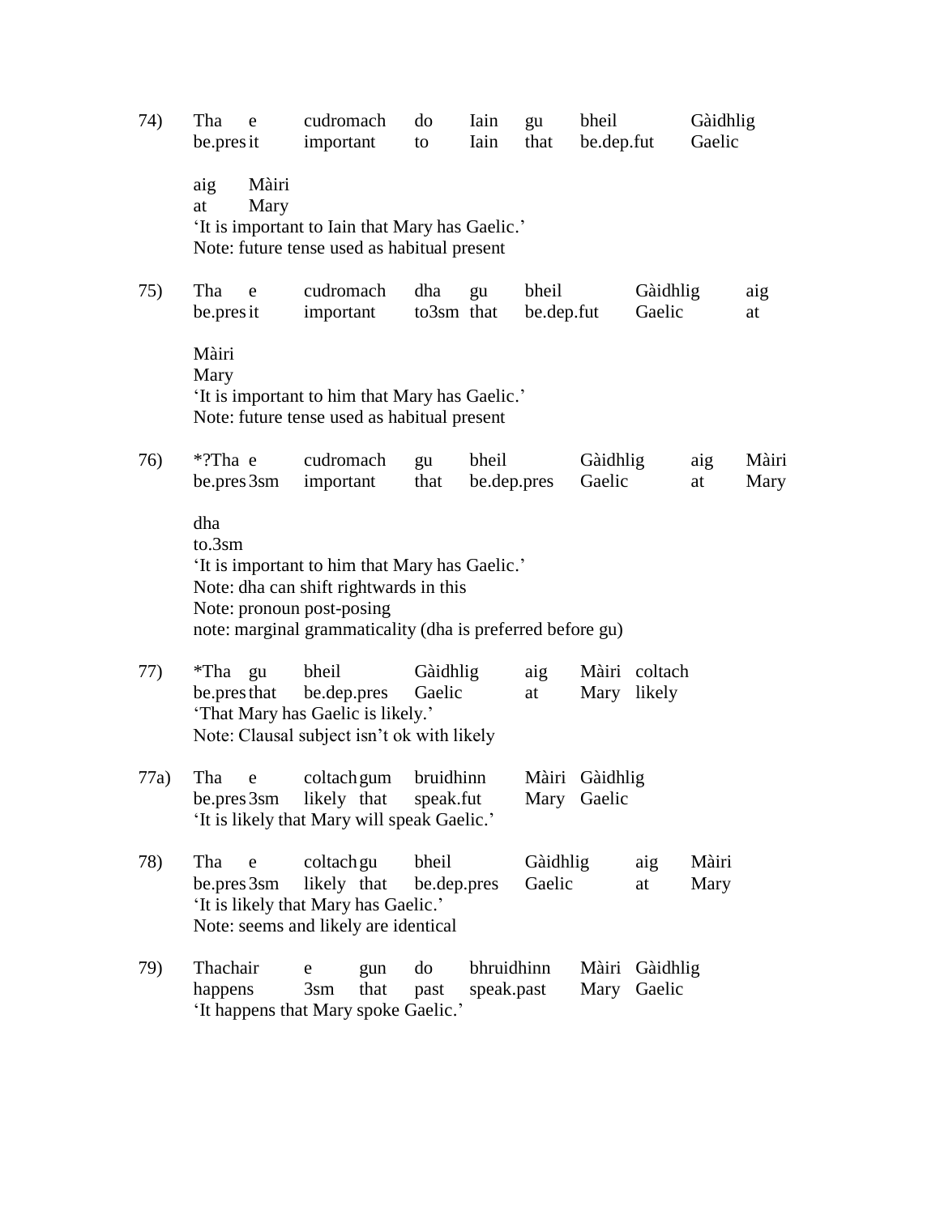74) Tha e cudromach do Iain gu bheil Gàidhlig
be.pres it important to Iain that be.dep.fut Gaelic

aig Màiri
at Mary
'It is important to Iain that Mary has Gaelic.'
Note: future tense used as habitual present

75) Tha e cudromach dha gu bheil Gàidhlig aig
be.pres it important to3sm that be.dep.fut Gaelic at

Màiri
Mary
'It is important to him that Mary has Gaelic.'
Note: future tense used as habitual present

76) *?Tha e cudromach gu bheil Gàidhlig aig Màiri
be.pres 3sm important that be.dep.pres Gaelic at Mary

dha
to.3sm
'It is important to him that Mary has Gaelic.'
Note: dha can shift rightwards in this
Note: pronoun post-posing
note: marginal grammaticality (dha is preferred before gu)

77) *Tha gu bheil Gàidhlig aig Màiri coltach
be.pres that be.dep.pres Gaelic at Mary likely
'That Mary has Gaelic is likely.'
Note: Clausal subject isn't ok with likely

77a) Tha e coltach gum bruidhinn Màiri Gàidhlig
be.pres 3sm likely that speak.fut Mary Gaelic
'It is likely that Mary will speak Gaelic.'

78) Tha e coltach gu bheil Gàidhlig aig Màiri
be.pres 3sm likely that be.dep.pres Gaelic at Mary
'It is likely that Mary has Gaelic.'
Note: seems and likely are identical

79) Thachair e gun do bhruidhinn Màiri Gàidhlig
happens 3sm that past speak.past Mary Gaelic
'It happens that Mary spoke Gaelic.'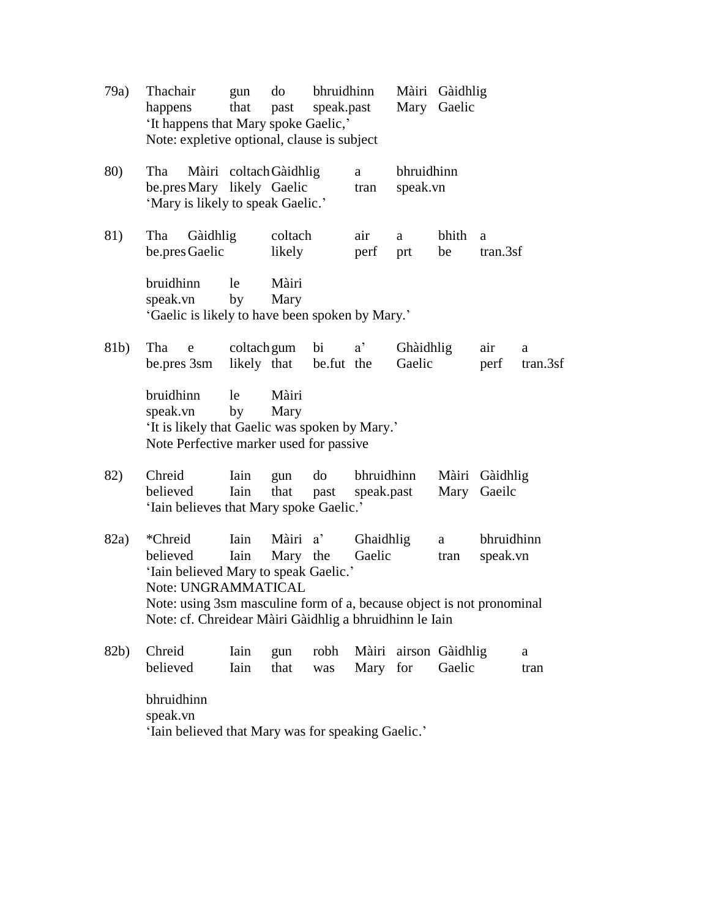79a) Thachair gun do bhruidhinn Màiri Gàidhlig
happens that past speak.past Mary Gaelic
'It happens that Mary spoke Gaelic,'
Note: expletive optional, clause is subject

80) Tha Màiri coltach Gàidhlig a bhruidhinn
be.pres Mary likely Gaelic tran speak.vn
'Mary is likely to speak Gaelic.'

81) Tha Gàidhlig coltach air a bhith a
be.pres Gaelic likely perf prt be tran.3sf

bruidhinn le Màiri
speak.vn by Mary
'Gaelic is likely to have been spoken by Mary.'

81b) Tha e coltach gum bi a' Ghàidhlig air a
be.pres 3sm likely that be.fut the Gaelic perf tran.3sf

bruidhinn le Màiri
speak.vn by Mary
'It is likely that Gaelic was spoken by Mary.'
Note Perfective marker used for passive

82) Chreid Iain gun do bhruidhinn Màiri Gàidhlig
believed Iain that past speak.past Mary Gaeilc
'Iain believes that Mary spoke Gaelic.'

82a) *Chreid Iain Màiri a' Ghaidhlig a bhruidhinn
believed Iain Mary the Gaelic tran speak.vn
'Iain believed Mary to speak Gaelic.'
Note: UNGRAMMATICAL
Note: using 3sm masculine form of a, because object is not pronominal
Note: cf. Chreidear Màiri Gàidhlig a bhruidhinn le Iain

82b) Chreid Iain gun robh Màiri airson Gàidhlig a
believed Iain that was Mary for Gaelic tran

bhruidhinn
speak.vn
'Iain believed that Mary was for speaking Gaelic.'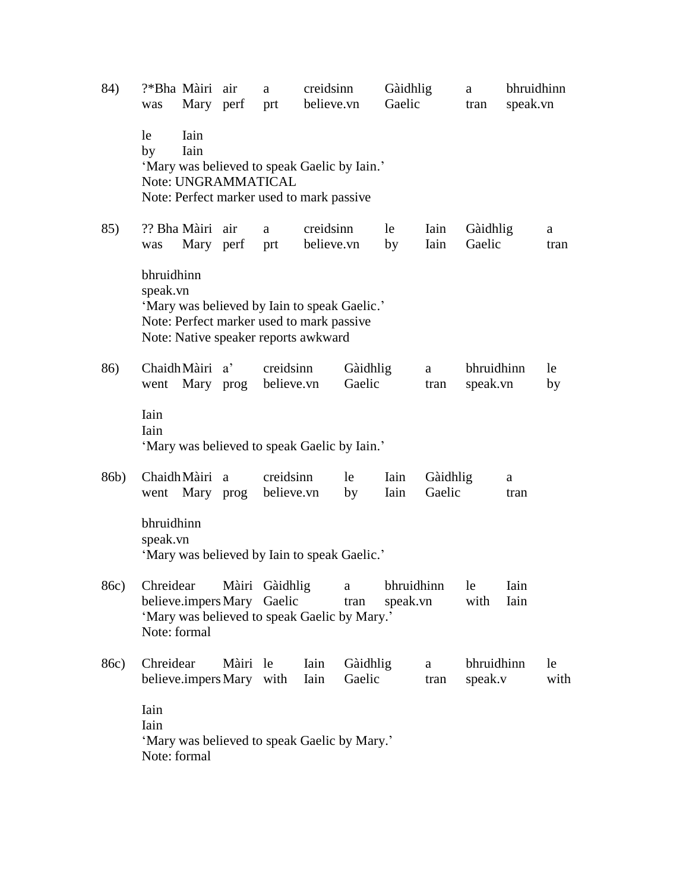84) ?*Bha Màiri air a creidsinn Gàidhlig a bhruidhinn
was Mary perf prt believe.vn Gaelic tran speak.vn

le Iain
by Iain
'Mary was believed to speak Gaelic by Iain.'
Note: UNGRAMMATICAL
Note: Perfect marker used to mark passive

85) ?? Bha Màiri air a creidsinn le Iain Gàidhlig a
was Mary perf prt believe.vn by Iain Gaelic tran

bhruidhinn
speak.vn
'Mary was believed by Iain to speak Gaelic.'
Note: Perfect marker used to mark passive
Note: Native speaker reports awkward

86) Chaidh Màiri a' creidsinn Gàidhlig a bhruidhinn le
went Mary prog believe.vn Gaelic tran speak.vn by

Iain
Iain
'Mary was believed to speak Gaelic by Iain.'

86b) Chaidh Màiri a creidsinn le Iain Gàidhlig a
went Mary prog believe.vn by Iain Gaelic tran

bhruidhinn
speak.vn
'Mary was believed by Iain to speak Gaelic.'

86c) Chreidear Màiri Gàidhlig a bhruidhinn le Iain
believe.impers Mary Gaelic tran speak.vn with Iain
'Mary was believed to speak Gaelic by Mary.'
Note: formal

86c) Chreidear Màiri le Iain Gàidhlig a bhruidhinn le
believe.impers Mary with Iain Gaelic tran speak.v with

Iain
Iain
'Mary was believed to speak Gaelic by Mary.'
Note: formal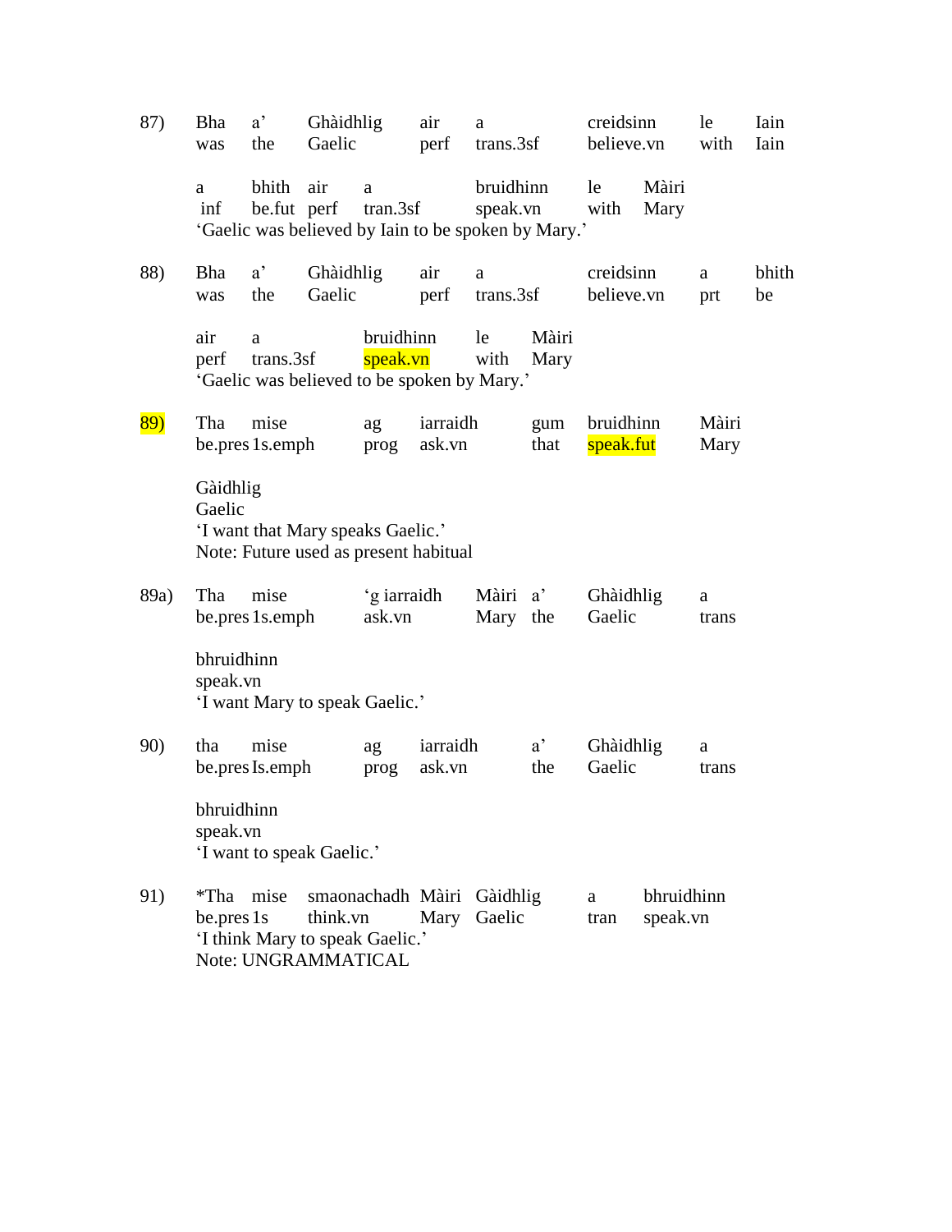87) Bha a' Ghàidhlig air a creidsinn le Iain
was the Gaelic perf trans.3sf believe.vn with Iain

a bhith air a bruidhinn le Màiri
inf be.fut perf tran.3sf speak.vn with Mary
'Gaelic was believed by Iain to be spoken by Mary.'

88) Bha a' Ghàidhlig air a creidsinn a bhith
was the Gaelic perf trans.3sf believe.vn a prt be

air a bruidhinn le Màiri
perf trans.3sf speak.vn with Mary
'Gaelic was believed to be spoken by Mary.'

89) Tha mise ag iarraidh gum bruidhinn Màiri
be.pres 1s.emph prog ask.vn that speak.fut Mary

Gàidhlig
Gaelic
'I want that Mary speaks Gaelic.'
Note: Future used as present habitual

89a) Tha mise 'g iarraidh Màiri a' Ghàidhlig a
be.pres 1s.emph ask.vn Mary the Gaelic trans

bhruidhinn
speak.vn
'I want Mary to speak Gaelic.'

90) tha mise ag iarraidh a' Ghàidhlig a
be.pres Is.emph prog ask.vn the Gaelic trans

bhruidhinn
speak.vn
'I want to speak Gaelic.'

91) *Tha mise smaonachadh Màiri Gàidhlig a bhruidhinn
be.pres 1s think.vn Mary Gaelic tran speak.vn
'I think Mary to speak Gaelic.'
Note: UNGRAMMATICAL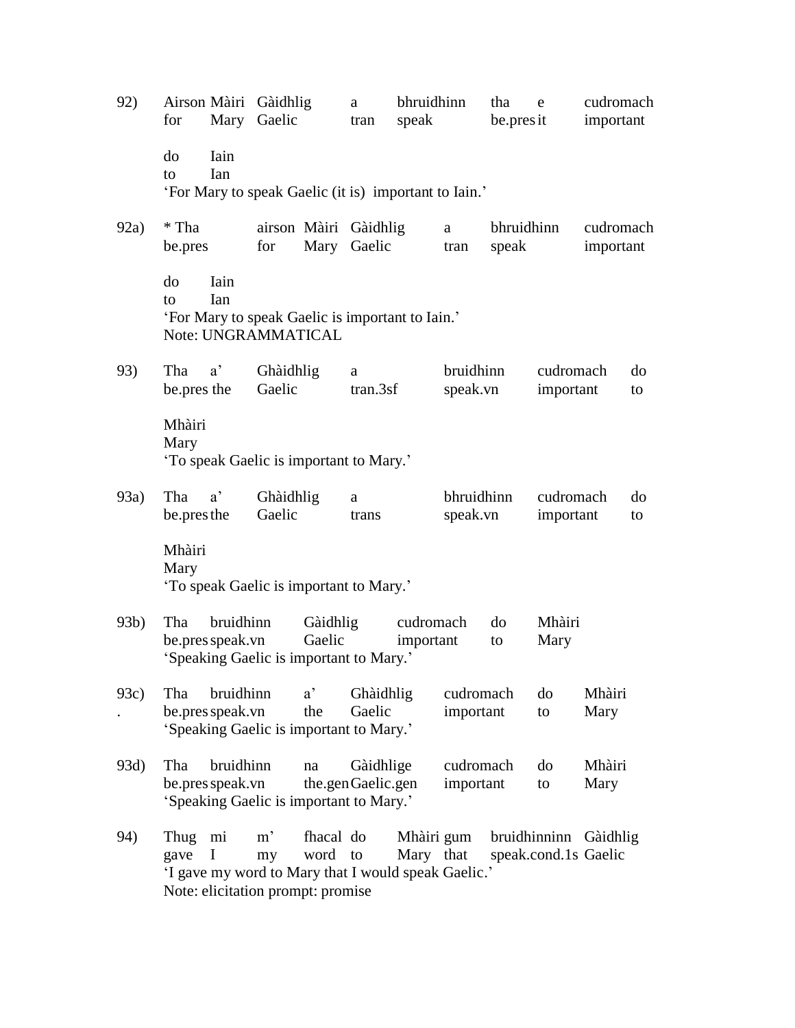92) Airson Màiri Gàidhlig a bhruidhinn tha e cudromach
for Mary Gaelic tran speak be.pres it important

do Iain
to Ian
'For Mary to speak Gaelic (it is) important to Iain.'

92a) * Tha airson Màiri Gàidhlig a bhruidhinn cudromach
be.pres for Mary Gaelic tran speak important

do Iain
to Ian
'For Mary to speak Gaelic is important to Iain.'
Note: UNGRAMMATICAL

93) Tha a' Ghàidhlig a bruidhinn cudromach do
be.pres the Gaelic tran.3sf speak.vn important to

Mhàiri
Mary
'To speak Gaelic is important to Mary.'

93a) Tha a' Ghàidhlig a bhruidhinn cudromach do
be.pres the Gaelic trans speak.vn important to

Mhàiri
Mary
'To speak Gaelic is important to Mary.'

93b) Tha bruidhinn Gàidhlig cudromach do Mhàiri
be.pres speak.vn Gaelic important to Mary
'Speaking Gaelic is important to Mary.'

93c). Tha bruidhinn a' Ghàidhlig cudromach do Mhàiri
be.pres speak.vn the Gaelic important to Mary
'Speaking Gaelic is important to Mary.'

93d) Tha bruidhinn na Gàidhlige cudromach do Mhàiri
be.pres speak.vn the.gen Gaelic.gen important to Mary
'Speaking Gaelic is important to Mary.'

94) Thug mi m' fhacal do Mhàiri gum bruidhinninn Gàidhlig
gave I my word to Mary that speak.cond.1s Gaelic
'I gave my word to Mary that I would speak Gaelic.'
Note: elicitation prompt: promise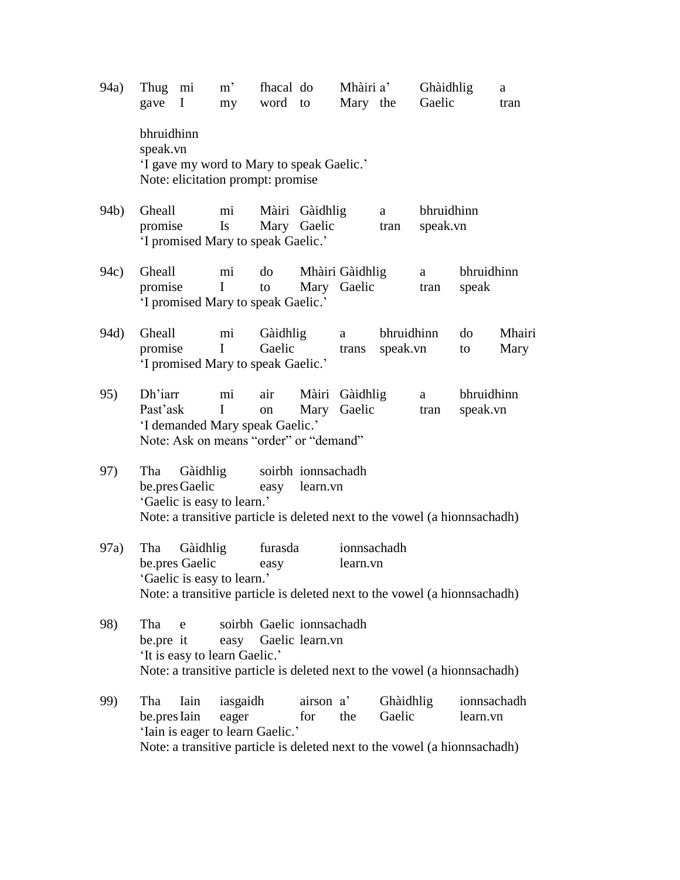94a) Thug mi m' fhacal do Mhàiri a' Ghàidhlig a bhruidhinn
gave I my word to Mary the Gaelic tran speak.vn
'I gave my word to Mary to speak Gaelic.'
Note: elicitation prompt: promise

94b) Gheall mi Màiri Gàidhlig a bhruidhinn
promise Is Mary Gaelic tran speak.vn
'I promised Mary to speak Gaelic.'

94c) Gheall mi do Mhàiri Gàidhlig a bhruidhinn
promise I to Mary Gaelic tran speak
'I promised Mary to speak Gaelic.'

94d) Gheall mi Gàidhlig a bhruidhinn do Mhairi
promise I Gaelic trans speak.vn to Mary
'I promised Mary to speak Gaelic.'

95) Dh'iarr mi air Màiri Gàidhlig a bhruidhinn
Past'ask I on Mary Gaelic tran speak.vn
'I demanded Mary speak Gaelic.'
Note: Ask on means "order" or "demand"

97) Tha Gàidhlig soirbh ionnsachadh
be.pres Gaelic easy learn.vn
'Gaelic is easy to learn.'
Note: a transitive particle is deleted next to the vowel (a hionnsachadh)

97a) Tha Gàidhlig furasda ionnsachadh
be.pres Gaelic easy learn.vn
'Gaelic is easy to learn.'
Note: a transitive particle is deleted next to the vowel (a hionnsachadh)

98) Tha e soirbh Gaelic ionnsachadh
be.pre it easy Gaelic learn.vn
'It is easy to learn Gaelic.'
Note: a transitive particle is deleted next to the vowel (a hionnsachadh)

99) Tha Iain iasgaidh airson a' Ghàidhlig ionnsachadh
be.pres Iain eager for the Gaelic learn.vn
'Iain is eager to learn Gaelic.'
Note: a transitive particle is deleted next to the vowel (a hionnsachadh)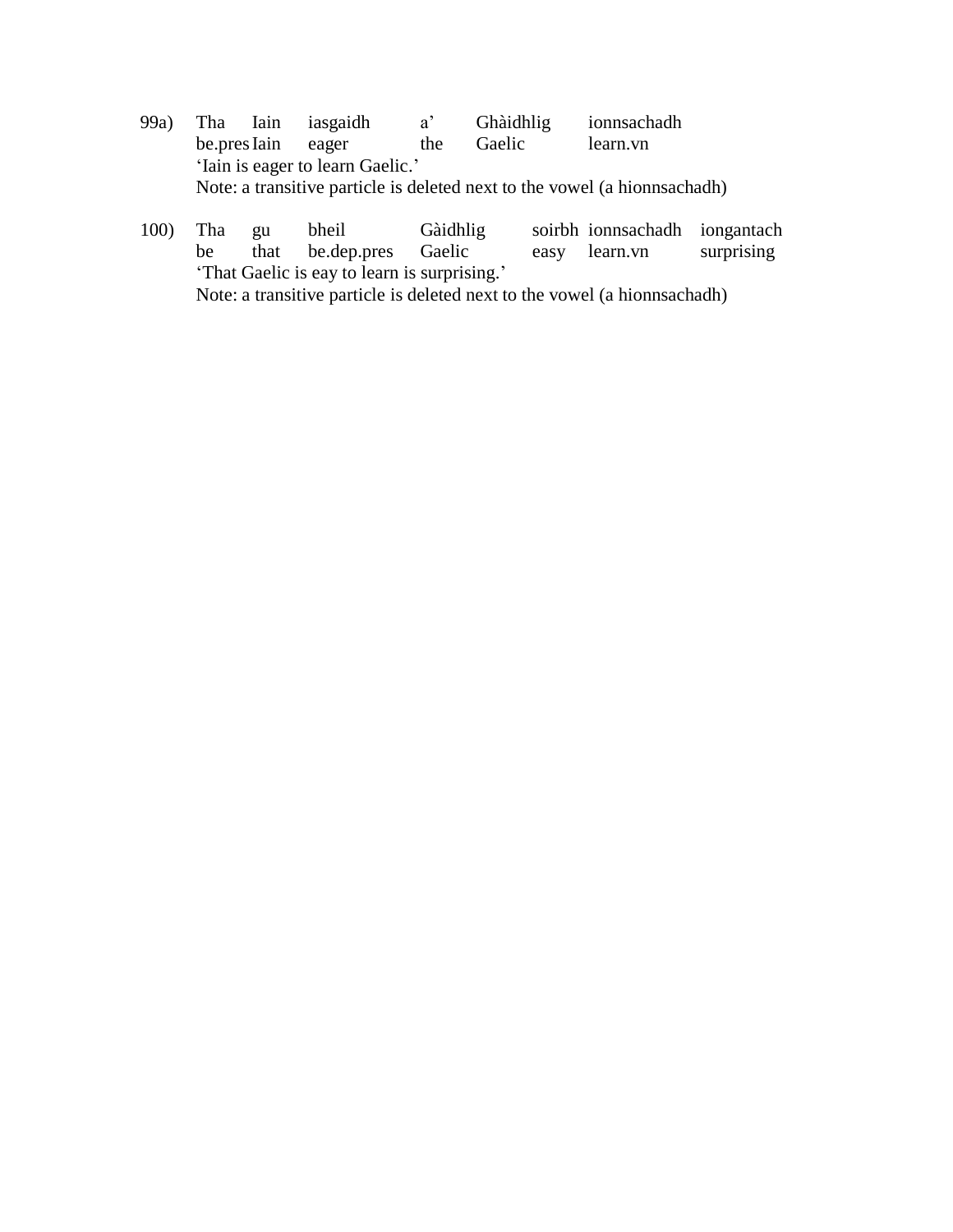99a) | Tha | Iain | iasgaidh | a' | Ghàidhlig | ionnsachadh
--- | --- | --- | --- | --- | --- | ---
 | be.pres | Iain | eager | the | Gaelic | learn.vn

'Iain is eager to learn Gaelic.'

Note: a transitive particle is deleted next to the vowel (a hionnsachadh)

100) | Tha | gu | bheil | Gàidhlig | soirbh | ionnsachadh | iongantach
--- | --- | --- | --- | --- | --- | --- | ---
 | be | that | be.dep.pres | Gaelic | easy | learn.vn | surprising

'That Gaelic is eay to learn is surprising.'

Note: a transitive particle is deleted next to the vowel (a hionnsachadh)